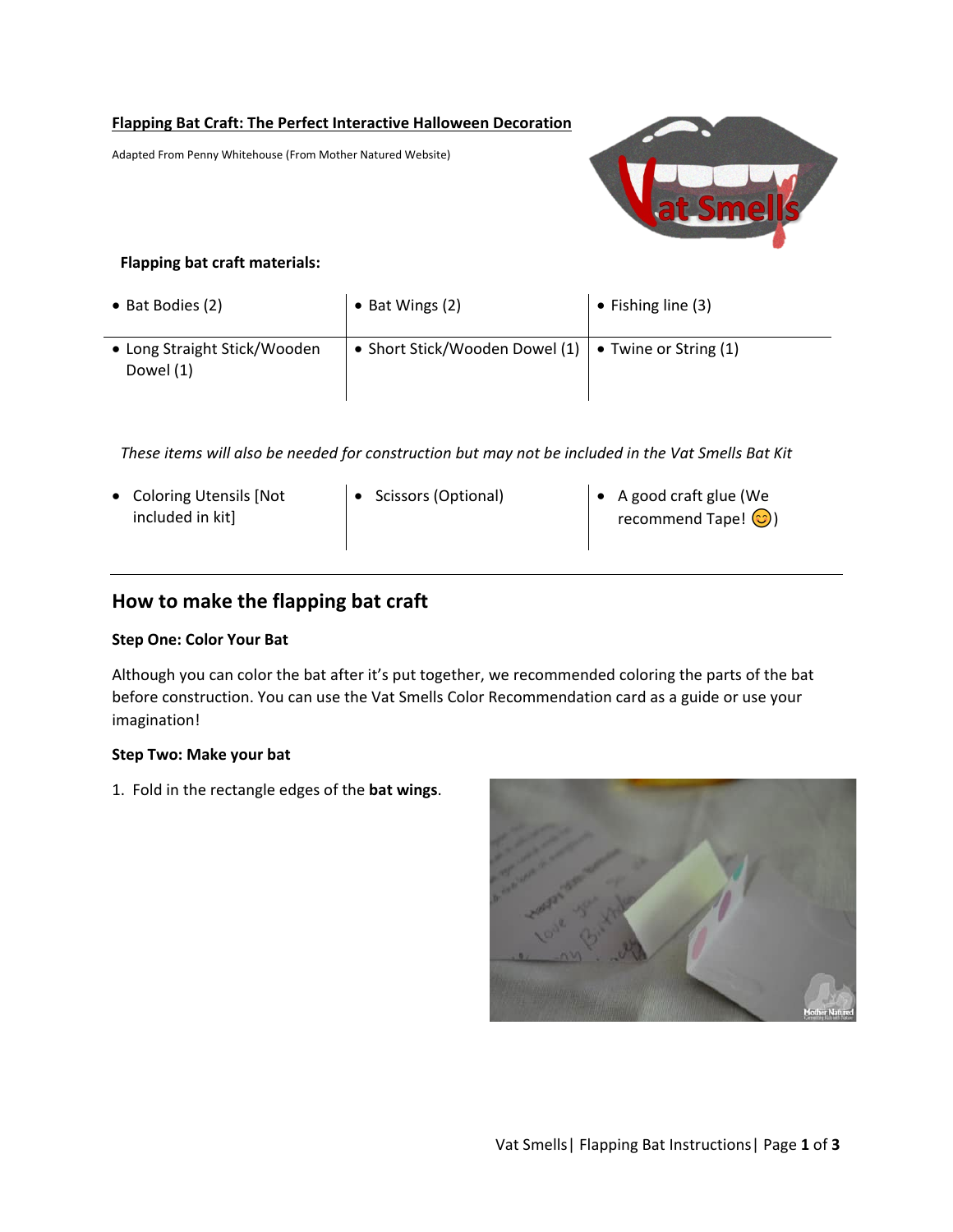**Flapping Bat Craft: The Perfect Interactive Halloween Decoration**

Adapted From Penny Whitehouse (From Mother Natured Website)

### Flapping bat craft materials:

| | | |
|---|---|---|
| • Bat Bodies (2) | • Bat Wings (2) | • Fishing line (3) |
| • Long Straight Stick/Wooden Dowel (1) | • Short Stick/Wooden Dowel (1) | • Twine or String (1) |

*These items will also be needed for construction but may not be included in the Vat Smells Bat Kit*

| | | |
|---|---|---|
| • Coloring Utensils [Not included in kit] | • Scissors (Optional) | • A good craft glue (We recommend Tape! 😊) |

## How to make the flapping bat craft

**Step One: Color Your Bat**

Although you can color the bat after it's put together, we recommended coloring the parts of the bat before construction. You can use the Vat Smells Color Recommendation card as a guide or use your imagination!

**Step Two: Make your bat**

1. Fold in the rectangle edges of the **bat wings**.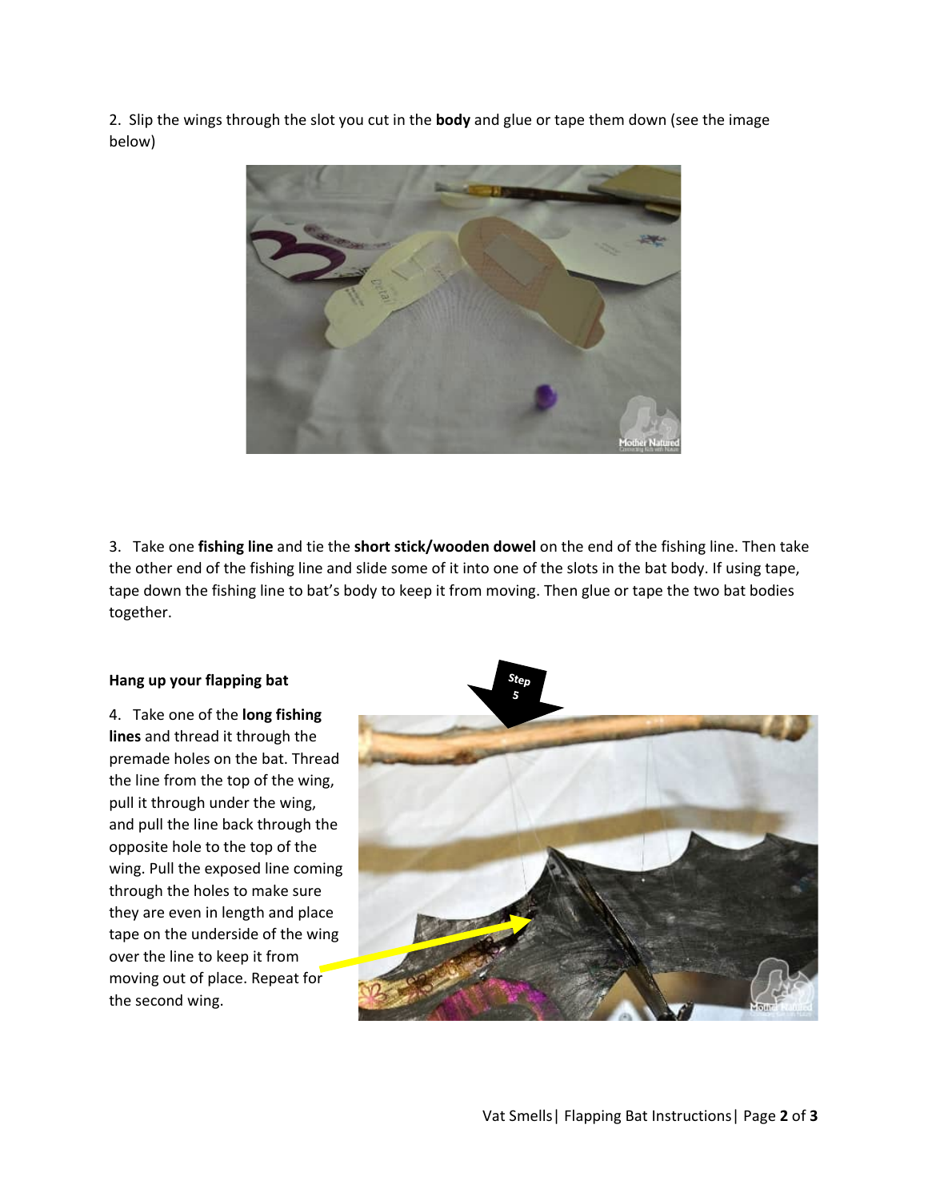2. Slip the wings through the slot you cut in the **body** and glue or tape them down (see the image below)

3. Take one **fishing line** and tie the **short stick/wooden dowel** on the end of the fishing line. Then take the other end of the fishing line and slide some of it into one of the slots in the bat body. If using tape, tape down the fishing line to bat's body to keep it from moving. Then glue or tape the two bat bodies together.

**Hang up your flapping bat**

4. Take one of the **long fishing lines** and thread it through the premade holes on the bat. Thread the line from the top of the wing, pull it through under the wing, and pull the line back through the opposite hole to the top of the wing. Pull the exposed line coming through the holes to make sure they are even in length and place tape on the underside of the wing over the line to keep it from moving out of place. Repeat for the second wing.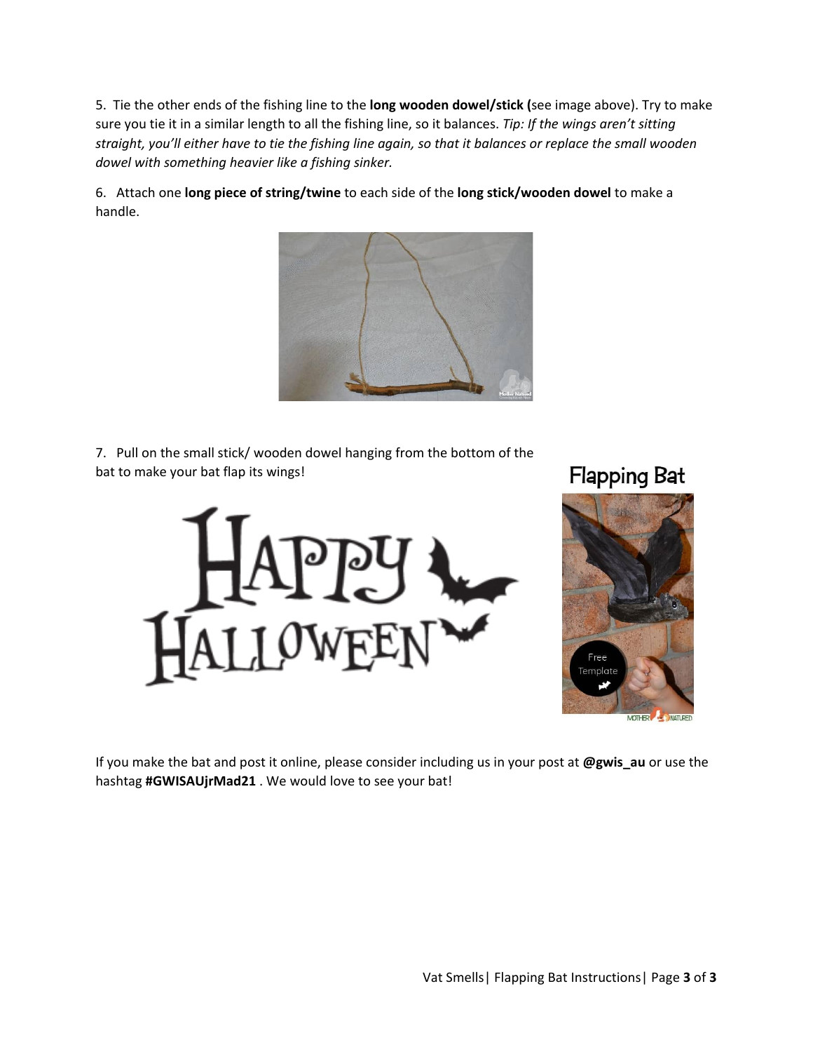5. Tie the other ends of the fishing line to the **long wooden dowel/stick (**see image above). Try to make sure you tie it in a similar length to all the fishing line, so it balances. *Tip: If the wings aren't sitting straight, you'll either have to tie the fishing line again, so that it balances or replace the small wooden dowel with something heavier like a fishing sinker.*

6. Attach one **long piece of string/twine** to each side of the **long stick/wooden dowel** to make a handle.

7. Pull on the small stick/ wooden dowel hanging from the bottom of the bat to make your bat flap its wings!

If you make the bat and post it online, please consider including us in your post at **@gwis_au** or use the hashtag **#GWISAUJrMad21** . We would love to see your bat!